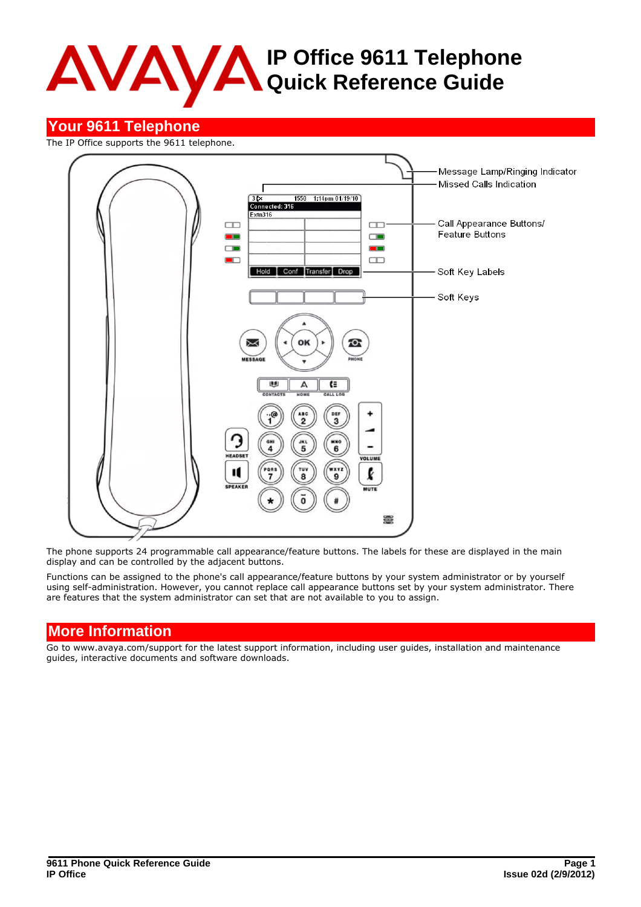# IP Office 9611 Telephone Quick Reference Guide

## Your 9611 Telephone

The IP Office supports the 9611 telephone.

Message Lamp/Ringing Indicator

Missed Calls Indication

Call Appearance Buttons/ Feature Buttons

Soft Key Labels

Soft Keys

The phone supports 24 programmable call appearance/feature buttons. The labels for these are displayed in the main display and can be controlled by the adjacent buttons.

Functions can be assigned to the phone's call appearance/feature buttons by your system administrator or by yourself using self-administration. However, you cannot replace call appearance buttons set by your system administrator. There are features that the system administrator can set that are not available to you to assign.

## More Information

Go to www.avaya.com/support for the latest support information, including user guides, installation and maintenance guides, interactive documents and software downloads.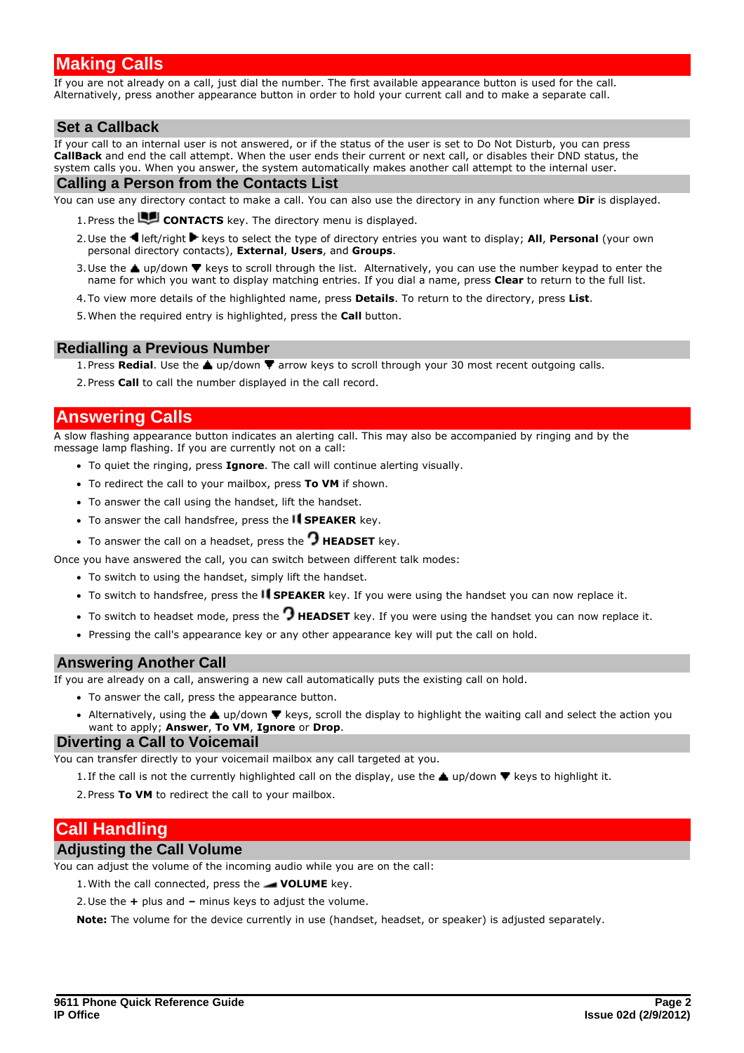# Making Calls

If you are not already on a call, just dial the number. The first available appearance button is used for the call. Alternatively, press another appearance button in order to hold your current call and to make a separate call.

## Set a Callback

If your call to an internal user is not answered, or if the status of the user is set to Do Not Disturb, you can press **CallBack** and end the call attempt. When the user ends their current or next call, or disables their DND status, the system calls you. When you answer, the system automatically makes another call attempt to the internal user.

## Calling a Person from the Contacts List

You can use any directory contact to make a call. You can also use the directory in any function where **Dir** is displayed.

1. Press the **CONTACTS** key. The directory menu is displayed.
2. Use the ◄ left/right ► keys to select the type of directory entries you want to display; **All**, **Personal** (your own personal directory contacts), **External**, **Users**, and **Groups**.
3. Use the ▲ up/down ▼ keys to scroll through the list. Alternatively, you can use the number keypad to enter the name for which you want to display matching entries. If you dial a name, press **Clear** to return to the full list.
4. To view more details of the highlighted name, press **Details**. To return to the directory, press **List**.
5. When the required entry is highlighted, press the **Call** button.

## Redialling a Previous Number

1. Press **Redial**. Use the ▲ up/down ▼ arrow keys to scroll through your 30 most recent outgoing calls.
2. Press **Call** to call the number displayed in the call record.

# Answering Calls

A slow flashing appearance button indicates an alerting call. This may also be accompanied by ringing and by the message lamp flashing. If you are currently not on a call:

- To quiet the ringing, press **Ignore**. The call will continue alerting visually.
- To redirect the call to your mailbox, press **To VM** if shown.
- To answer the call using the handset, lift the handset.
- To answer the call handsfree, press the **SPEAKER** key.
- To answer the call on a headset, press the **HEADSET** key.

Once you have answered the call, you can switch between different talk modes:

- To switch to using the handset, simply lift the handset.
- To switch to handsfree, press the **SPEAKER** key. If you were using the handset you can now replace it.
- To switch to headset mode, press the **HEADSET** key. If you were using the handset you can now replace it.
- Pressing the call's appearance key or any other appearance key will put the call on hold.

## Answering Another Call

If you are already on a call, answering a new call automatically puts the existing call on hold.

- To answer the call, press the appearance button.
- Alternatively, using the ▲ up/down ▼ keys, scroll the display to highlight the waiting call and select the action you want to apply; **Answer**, **To VM**, **Ignore** or **Drop**.

## Diverting a Call to Voicemail

You can transfer directly to your voicemail mailbox any call targeted at you.

1. If the call is not the currently highlighted call on the display, use the ▲ up/down ▼ keys to highlight it.
2. Press **To VM** to redirect the call to your mailbox.

# Call Handling

## Adjusting the Call Volume

You can adjust the volume of the incoming audio while you are on the call:

1. With the call connected, press the **VOLUME** key.
2. Use the **+** plus and **–** minus keys to adjust the volume.

**Note:** The volume for the device currently in use (handset, headset, or speaker) is adjusted separately.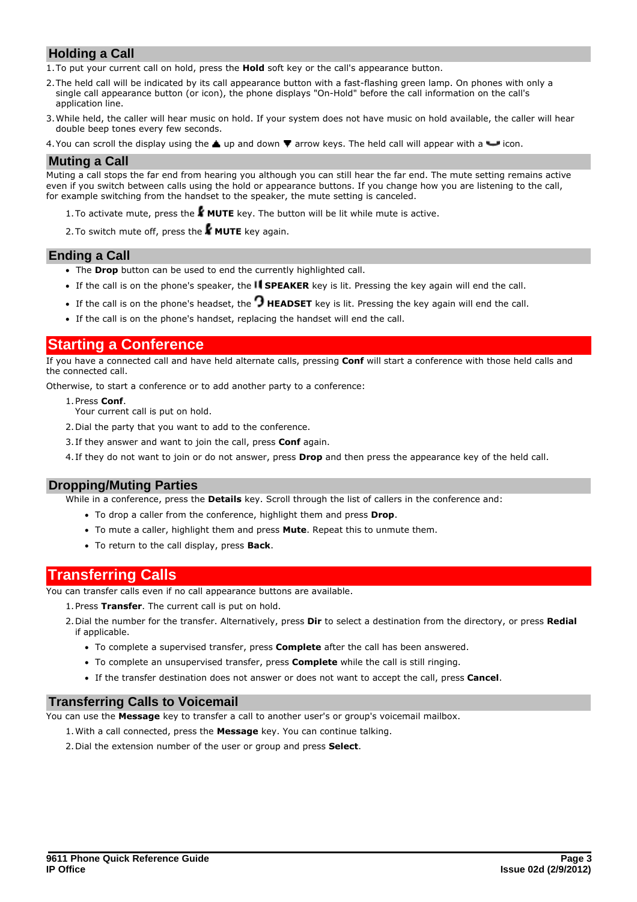## Holding a Call

1. To put your current call on hold, press the **Hold** soft key or the call's appearance button.
2. The held call will be indicated by its call appearance button with a fast-flashing green lamp. On phones with only a single call appearance button (or icon), the phone displays "On-Hold" before the call information on the call's application line.
3. While held, the caller will hear music on hold. If your system does not have music on hold available, the caller will hear double beep tones every few seconds.
4. You can scroll the display using the ▲ up and down ▼ arrow keys. The held call will appear with a icon.

## Muting a Call

Muting a call stops the far end from hearing you although you can still hear the far end. The mute setting remains active even if you switch between calls using the hold or appearance buttons. If you change how you are listening to the call, for example switching from the handset to the speaker, the mute setting is canceled.

1. To activate mute, press the **MUTE** key. The button will be lit while mute is active.
2. To switch mute off, press the **MUTE** key again.

## Ending a Call

- The **Drop** button can be used to end the currently highlighted call.
- If the call is on the phone's speaker, the **SPEAKER** key is lit. Pressing the key again will end the call.
- If the call is on the phone's headset, the **HEADSET** key is lit. Pressing the key again will end the call.
- If the call is on the phone's handset, replacing the handset will end the call.

# Starting a Conference

If you have a connected call and have held alternate calls, pressing **Conf** will start a conference with those held calls and the connected call.

Otherwise, to start a conference or to add another party to a conference:

1. Press **Conf**.
   Your current call is put on hold.
2. Dial the party that you want to add to the conference.
3. If they answer and want to join the call, press **Conf** again.
4. If they do not want to join or do not answer, press **Drop** and then press the appearance key of the held call.

## Dropping/Muting Parties

While in a conference, press the **Details** key. Scroll through the list of callers in the conference and:

- To drop a caller from the conference, highlight them and press **Drop**.
- To mute a caller, highlight them and press **Mute**. Repeat this to unmute them.
- To return to the call display, press **Back**.

# Transferring Calls

You can transfer calls even if no call appearance buttons are available.

1. Press **Transfer**. The current call is put on hold.
2. Dial the number for the transfer. Alternatively, press **Dir** to select a destination from the directory, or press **Redial** if applicable.
   - To complete a supervised transfer, press **Complete** after the call has been answered.
   - To complete an unsupervised transfer, press **Complete** while the call is still ringing.
   - If the transfer destination does not answer or does not want to accept the call, press **Cancel**.

## Transferring Calls to Voicemail

You can use the **Message** key to transfer a call to another user's or group's voicemail mailbox.

1. With a call connected, press the **Message** key. You can continue talking.
2. Dial the extension number of the user or group and press **Select**.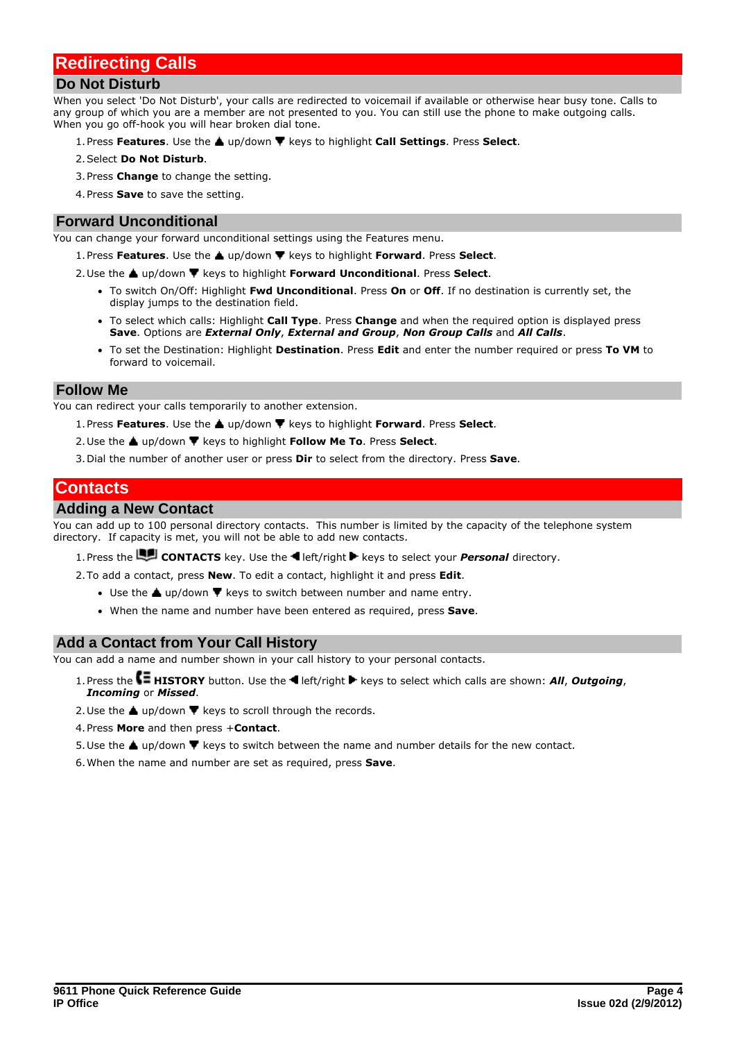# Redirecting Calls

## Do Not Disturb

When you select 'Do Not Disturb', your calls are redirected to voicemail if available or otherwise hear busy tone. Calls to any group of which you are a member are not presented to you. You can still use the phone to make outgoing calls. When you go off-hook you will hear broken dial tone.

1. Press **Features**. Use the ▲ up/down ▼ keys to highlight **Call Settings**. Press **Select**.
2. Select **Do Not Disturb**.
3. Press **Change** to change the setting.
4. Press **Save** to save the setting.

## Forward Unconditional

You can change your forward unconditional settings using the Features menu.

1. Press **Features**. Use the ▲ up/down ▼ keys to highlight **Forward**. Press **Select**.
2. Use the ▲ up/down ▼ keys to highlight **Forward Unconditional**. Press **Select**.
   - To switch On/Off: Highlight **Fwd Unconditional**. Press **On** or **Off**. If no destination is currently set, the display jumps to the destination field.
   - To select which calls: Highlight **Call Type**. Press **Change** and when the required option is displayed press **Save**. Options are ***External Only***, ***External and Group***, ***Non Group Calls*** and ***All Calls***.
   - To set the Destination: Highlight **Destination**. Press **Edit** and enter the number required or press **To VM** to forward to voicemail.

## Follow Me

You can redirect your calls temporarily to another extension.

1. Press **Features**. Use the ▲ up/down ▼ keys to highlight **Forward**. Press **Select**.
2. Use the ▲ up/down ▼ keys to highlight **Follow Me To**. Press **Select**.
3. Dial the number of another user or press **Dir** to select from the directory. Press **Save**.

# Contacts

## Adding a New Contact

You can add up to 100 personal directory contacts. This number is limited by the capacity of the telephone system directory. If capacity is met, you will not be able to add new contacts.

1. Press the **CONTACTS** key. Use the ◀ left/right ▶ keys to select your ***Personal*** directory.
2. To add a contact, press **New**. To edit a contact, highlight it and press **Edit**.
   - Use the ▲ up/down ▼ keys to switch between number and name entry.
   - When the name and number have been entered as required, press **Save**.

## Add a Contact from Your Call History

You can add a name and number shown in your call history to your personal contacts.

1. Press the **HISTORY** button. Use the ◀ left/right ▶ keys to select which calls are shown: ***All***, ***Outgoing***, ***Incoming*** or ***Missed***.
2. Use the ▲ up/down ▼ keys to scroll through the records.
4. Press **More** and then press +**Contact**.
5. Use the ▲ up/down ▼ keys to switch between the name and number details for the new contact.
6. When the name and number are set as required, press **Save**.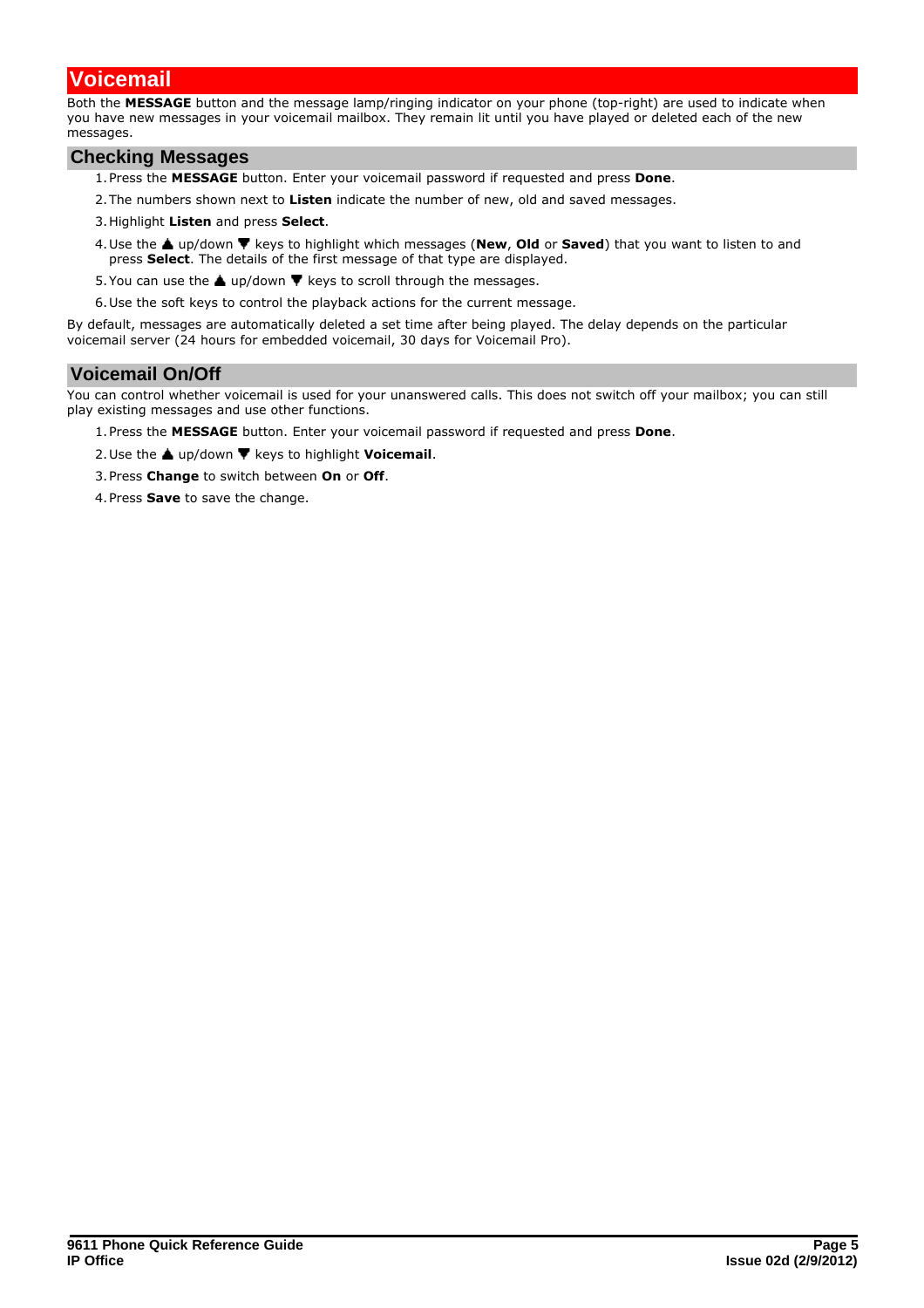# Voicemail

Both the **MESSAGE** button and the message lamp/ringing indicator on your phone (top-right) are used to indicate when you have new messages in your voicemail mailbox. They remain lit until you have played or deleted each of the new messages.

## Checking Messages

1. Press the **MESSAGE** button. Enter your voicemail password if requested and press **Done**.
2. The numbers shown next to **Listen** indicate the number of new, old and saved messages.
3. Highlight **Listen** and press **Select**.
4. Use the ▲ up/down ▼ keys to highlight which messages (**New**, **Old** or **Saved**) that you want to listen to and press **Select**. The details of the first message of that type are displayed.
5. You can use the ▲ up/down ▼ keys to scroll through the messages.
6. Use the soft keys to control the playback actions for the current message.

By default, messages are automatically deleted a set time after being played. The delay depends on the particular voicemail server (24 hours for embedded voicemail, 30 days for Voicemail Pro).

## Voicemail On/Off

You can control whether voicemail is used for your unanswered calls. This does not switch off your mailbox; you can still play existing messages and use other functions.

1. Press the **MESSAGE** button. Enter your voicemail password if requested and press **Done**.
2. Use the ▲ up/down ▼ keys to highlight **Voicemail**.
3. Press **Change** to switch between **On** or **Off**.
4. Press **Save** to save the change.